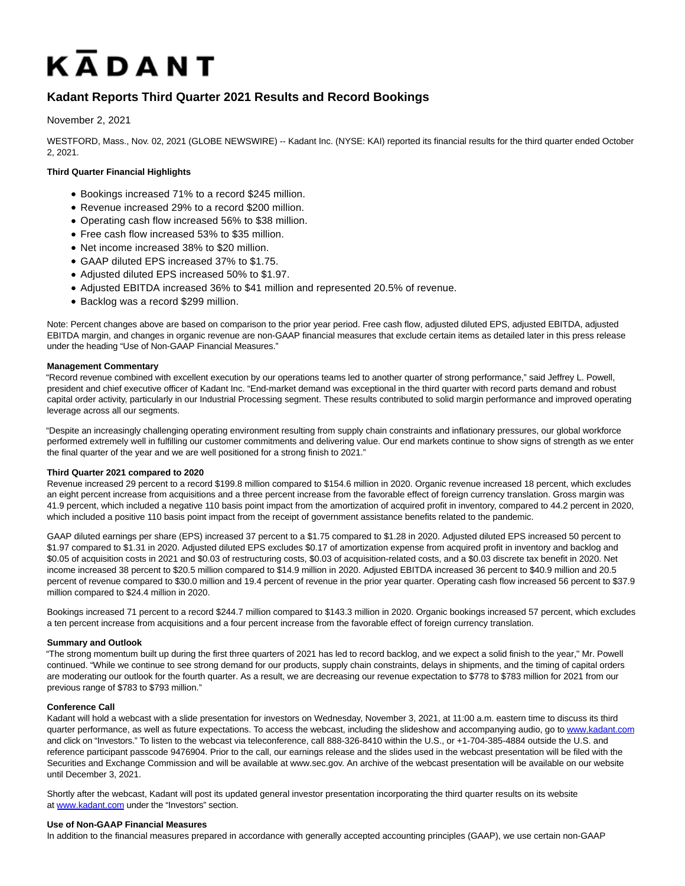# KĀDANT

## Kadant Reports Third Quarter 2021 Results and Record Bookings

November 2, 2021

WESTFORD, Mass., Nov. 02, 2021 (GLOBE NEWSWIRE) -- Kadant Inc. (NYSE: KAI) reported its financial results for the third quarter ended October 2, 2021.

**Third Quarter Financial Highlights**

- Bookings increased 71% to a record $245 million.
- Revenue increased 29% to a record $200 million.
- Operating cash flow increased 56% to $38 million.
- Free cash flow increased 53% to $35 million.
- Net income increased 38% to $20 million.
- GAAP diluted EPS increased 37% to $1.75.
- Adjusted diluted EPS increased 50% to $1.97.
- Adjusted EBITDA increased 36% to $41 million and represented 20.5% of revenue.
- Backlog was a record $299 million.

Note: Percent changes above are based on comparison to the prior year period. Free cash flow, adjusted diluted EPS, adjusted EBITDA, adjusted EBITDA margin, and changes in organic revenue are non-GAAP financial measures that exclude certain items as detailed later in this press release under the heading "Use of Non-GAAP Financial Measures."

**Management Commentary**

"Record revenue combined with excellent execution by our operations teams led to another quarter of strong performance," said Jeffrey L. Powell, president and chief executive officer of Kadant Inc. "End-market demand was exceptional in the third quarter with record parts demand and robust capital order activity, particularly in our Industrial Processing segment. These results contributed to solid margin performance and improved operating leverage across all our segments.

"Despite an increasingly challenging operating environment resulting from supply chain constraints and inflationary pressures, our global workforce performed extremely well in fulfilling our customer commitments and delivering value. Our end markets continue to show signs of strength as we enter the final quarter of the year and we are well positioned for a strong finish to 2021."

**Third Quarter 2021 compared to 2020**

Revenue increased 29 percent to a record $199.8 million compared to $154.6 million in 2020. Organic revenue increased 18 percent, which excludes an eight percent increase from acquisitions and a three percent increase from the favorable effect of foreign currency translation. Gross margin was 41.9 percent, which included a negative 110 basis point impact from the amortization of acquired profit in inventory, compared to 44.2 percent in 2020, which included a positive 110 basis point impact from the receipt of government assistance benefits related to the pandemic.

GAAP diluted earnings per share (EPS) increased 37 percent to a $1.75 compared to $1.28 in 2020. Adjusted diluted EPS increased 50 percent to $1.97 compared to $1.31 in 2020. Adjusted diluted EPS excludes $0.17 of amortization expense from acquired profit in inventory and backlog and $0.05 of acquisition costs in 2021 and $0.03 of restructuring costs, $0.03 of acquisition-related costs, and a $0.03 discrete tax benefit in 2020. Net income increased 38 percent to $20.5 million compared to $14.9 million in 2020. Adjusted EBITDA increased 36 percent to $40.9 million and 20.5 percent of revenue compared to $30.0 million and 19.4 percent of revenue in the prior year quarter. Operating cash flow increased 56 percent to $37.9 million compared to $24.4 million in 2020.

Bookings increased 71 percent to a record $244.7 million compared to $143.3 million in 2020. Organic bookings increased 57 percent, which excludes a ten percent increase from acquisitions and a four percent increase from the favorable effect of foreign currency translation.

**Summary and Outlook**

"The strong momentum built up during the first three quarters of 2021 has led to record backlog, and we expect a solid finish to the year," Mr. Powell continued. "While we continue to see strong demand for our products, supply chain constraints, delays in shipments, and the timing of capital orders are moderating our outlook for the fourth quarter. As a result, we are decreasing our revenue expectation to $778 to $783 million for 2021 from our previous range of $783 to $793 million."

**Conference Call**

Kadant will hold a webcast with a slide presentation for investors on Wednesday, November 3, 2021, at 11:00 a.m. eastern time to discuss its third quarter performance, as well as future expectations. To access the webcast, including the slideshow and accompanying audio, go to www.kadant.com and click on "Investors." To listen to the webcast via teleconference, call 888-326-8410 within the U.S., or +1-704-385-4884 outside the U.S. and reference participant passcode 9476904. Prior to the call, our earnings release and the slides used in the webcast presentation will be filed with the Securities and Exchange Commission and will be available at www.sec.gov. An archive of the webcast presentation will be available on our website until December 3, 2021.

Shortly after the webcast, Kadant will post its updated general investor presentation incorporating the third quarter results on its website at www.kadant.com under the "Investors" section.

**Use of Non-GAAP Financial Measures**

In addition to the financial measures prepared in accordance with generally accepted accounting principles (GAAP), we use certain non-GAAP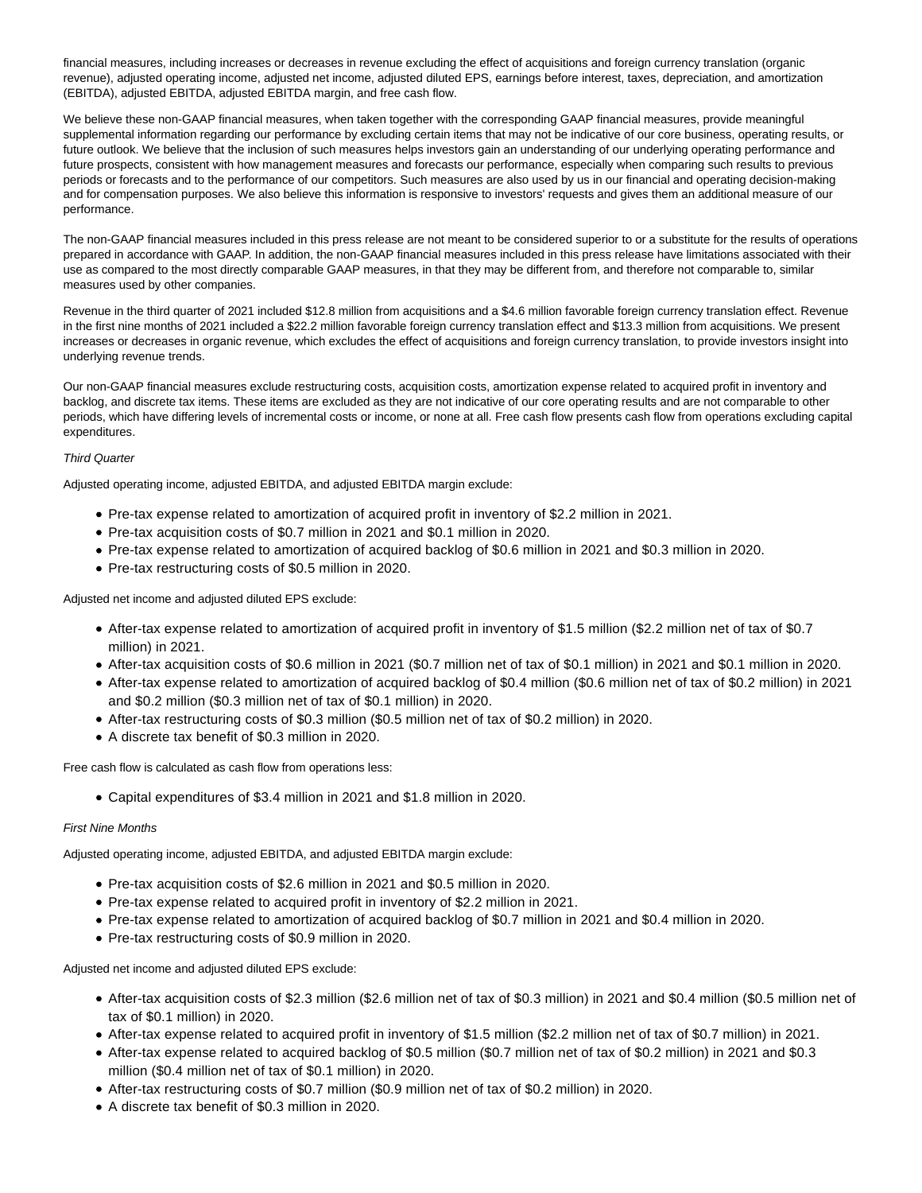financial measures, including increases or decreases in revenue excluding the effect of acquisitions and foreign currency translation (organic revenue), adjusted operating income, adjusted net income, adjusted diluted EPS, earnings before interest, taxes, depreciation, and amortization (EBITDA), adjusted EBITDA, adjusted EBITDA margin, and free cash flow.

We believe these non-GAAP financial measures, when taken together with the corresponding GAAP financial measures, provide meaningful supplemental information regarding our performance by excluding certain items that may not be indicative of our core business, operating results, or future outlook. We believe that the inclusion of such measures helps investors gain an understanding of our underlying operating performance and future prospects, consistent with how management measures and forecasts our performance, especially when comparing such results to previous periods or forecasts and to the performance of our competitors. Such measures are also used by us in our financial and operating decision-making and for compensation purposes. We also believe this information is responsive to investors' requests and gives them an additional measure of our performance.

The non-GAAP financial measures included in this press release are not meant to be considered superior to or a substitute for the results of operations prepared in accordance with GAAP. In addition, the non-GAAP financial measures included in this press release have limitations associated with their use as compared to the most directly comparable GAAP measures, in that they may be different from, and therefore not comparable to, similar measures used by other companies.

Revenue in the third quarter of 2021 included $12.8 million from acquisitions and a $4.6 million favorable foreign currency translation effect. Revenue in the first nine months of 2021 included a $22.2 million favorable foreign currency translation effect and $13.3 million from acquisitions. We present increases or decreases in organic revenue, which excludes the effect of acquisitions and foreign currency translation, to provide investors insight into underlying revenue trends.

Our non-GAAP financial measures exclude restructuring costs, acquisition costs, amortization expense related to acquired profit in inventory and backlog, and discrete tax items. These items are excluded as they are not indicative of our core operating results and are not comparable to other periods, which have differing levels of incremental costs or income, or none at all. Free cash flow presents cash flow from operations excluding capital expenditures.

*Third Quarter*

Adjusted operating income, adjusted EBITDA, and adjusted EBITDA margin exclude:

- Pre-tax expense related to amortization of acquired profit in inventory of $2.2 million in 2021.
- Pre-tax acquisition costs of $0.7 million in 2021 and $0.1 million in 2020.
- Pre-tax expense related to amortization of acquired backlog of $0.6 million in 2021 and $0.3 million in 2020.
- Pre-tax restructuring costs of $0.5 million in 2020.

Adjusted net income and adjusted diluted EPS exclude:

- After-tax expense related to amortization of acquired profit in inventory of $1.5 million ($2.2 million net of tax of $0.7 million) in 2021.
- After-tax acquisition costs of $0.6 million in 2021 ($0.7 million net of tax of $0.1 million) in 2021 and $0.1 million in 2020.
- After-tax expense related to amortization of acquired backlog of $0.4 million ($0.6 million net of tax of $0.2 million) in 2021 and $0.2 million ($0.3 million net of tax of $0.1 million) in 2020.
- After-tax restructuring costs of $0.3 million ($0.5 million net of tax of $0.2 million) in 2020.
- A discrete tax benefit of $0.3 million in 2020.

Free cash flow is calculated as cash flow from operations less:

- Capital expenditures of $3.4 million in 2021 and $1.8 million in 2020.

*First Nine Months*

Adjusted operating income, adjusted EBITDA, and adjusted EBITDA margin exclude:

- Pre-tax acquisition costs of $2.6 million in 2021 and $0.5 million in 2020.
- Pre-tax expense related to acquired profit in inventory of $2.2 million in 2021.
- Pre-tax expense related to amortization of acquired backlog of $0.7 million in 2021 and $0.4 million in 2020.
- Pre-tax restructuring costs of $0.9 million in 2020.

Adjusted net income and adjusted diluted EPS exclude:

- After-tax acquisition costs of $2.3 million ($2.6 million net of tax of $0.3 million) in 2021 and $0.4 million ($0.5 million net of tax of $0.1 million) in 2020.
- After-tax expense related to acquired profit in inventory of $1.5 million ($2.2 million net of tax of $0.7 million) in 2021.
- After-tax expense related to acquired backlog of $0.5 million ($0.7 million net of tax of $0.2 million) in 2021 and $0.3 million ($0.4 million net of tax of $0.1 million) in 2020.
- After-tax restructuring costs of $0.7 million ($0.9 million net of tax of $0.2 million) in 2020.
- A discrete tax benefit of $0.3 million in 2020.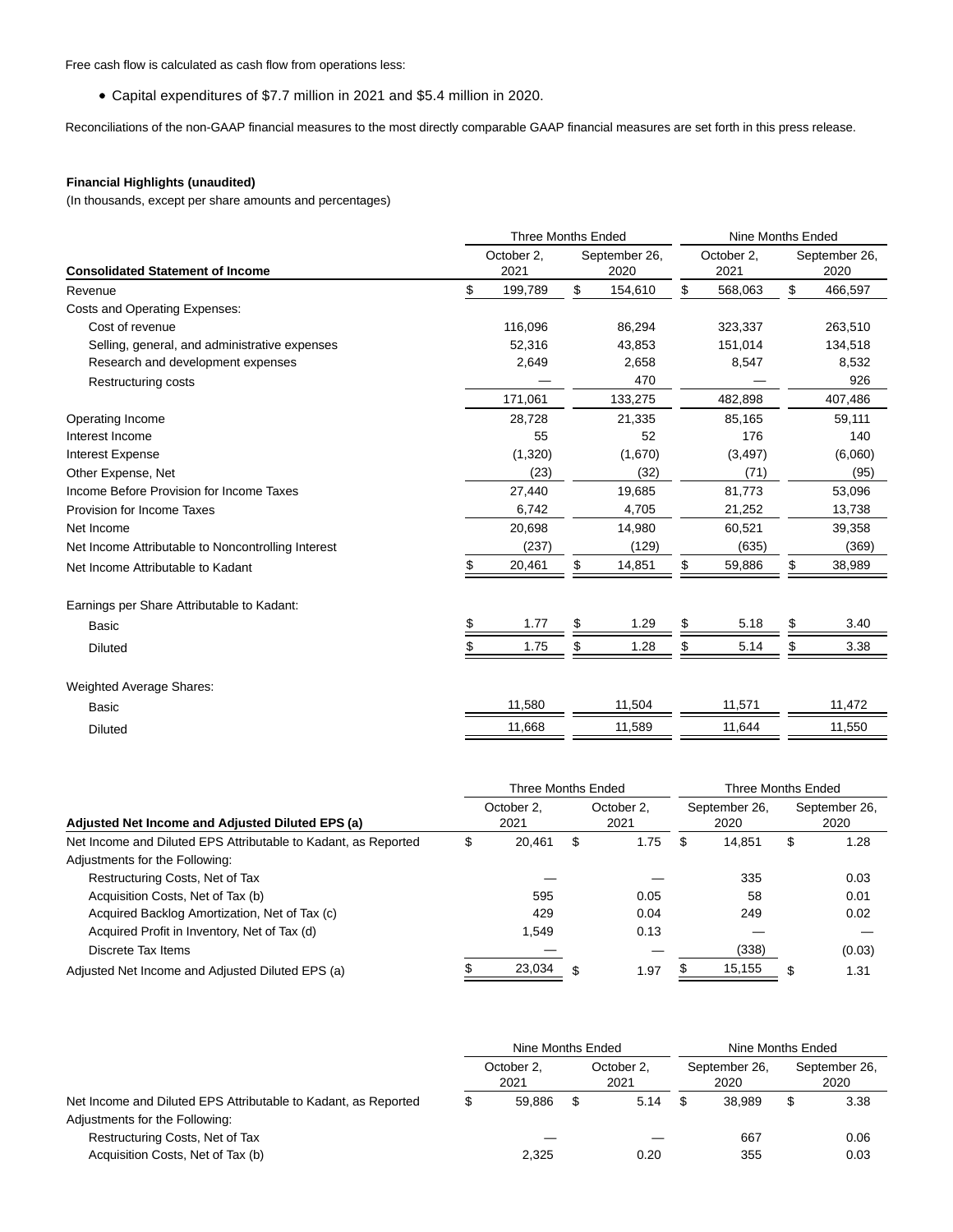Free cash flow is calculated as cash flow from operations less:

- Capital expenditures of $7.7 million in 2021 and $5.4 million in 2020.

Reconciliations of the non-GAAP financial measures to the most directly comparable GAAP financial measures are set forth in this press release.

**Financial Highlights (unaudited)**

(In thousands, except per share amounts and percentages)

| | Three Months Ended | | Nine Months Ended | |
|---|---|---|---|---|
| **Consolidated Statement of Income** | October 2, 2021 | September 26, 2020 | October 2, 2021 | September 26, 2020 |
| Revenue | $ 199,789 | $ 154,610 | $ 568,063 | $ 466,597 |
| Costs and Operating Expenses: | | | | |
| Cost of revenue | 116,096 | 86,294 | 323,337 | 263,510 |
| Selling, general, and administrative expenses | 52,316 | 43,853 | 151,014 | 134,518 |
| Research and development expenses | 2,649 | 2,658 | 8,547 | 8,532 |
| Restructuring costs | — | 470 | — | 926 |
| | 171,061 | 133,275 | 482,898 | 407,486 |
| Operating Income | 28,728 | 21,335 | 85,165 | 59,111 |
| Interest Income | 55 | 52 | 176 | 140 |
| Interest Expense | (1,320) | (1,670) | (3,497) | (6,060) |
| Other Expense, Net | (23) | (32) | (71) | (95) |
| Income Before Provision for Income Taxes | 27,440 | 19,685 | 81,773 | 53,096 |
| Provision for Income Taxes | 6,742 | 4,705 | 21,252 | 13,738 |
| Net Income | 20,698 | 14,980 | 60,521 | 39,358 |
| Net Income Attributable to Noncontrolling Interest | (237) | (129) | (635) | (369) |
| Net Income Attributable to Kadant | $ 20,461 | $ 14,851 | $ 59,886 | $ 38,989 |
| Earnings per Share Attributable to Kadant: | | | | |
| Basic | $ 1.77 | $ 1.29 | $ 5.18 | $ 3.40 |
| Diluted | $ 1.75 | $ 1.28 | $ 5.14 | $ 3.38 |
| Weighted Average Shares: | | | | |
| Basic | 11,580 | 11,504 | 11,571 | 11,472 |
| Diluted | 11,668 | 11,589 | 11,644 | 11,550 |

| | Three Months Ended | | Three Months Ended | |
|---|---|---|---|---|
| **Adjusted Net Income and Adjusted Diluted EPS (a)** | October 2, 2021 | October 2, 2021 | September 26, 2020 | September 26, 2020 |
| Net Income and Diluted EPS Attributable to Kadant, as Reported | $ 20,461 | $ 1.75 | $ 14,851 | $ 1.28 |
| Adjustments for the Following: | | | | |
| Restructuring Costs, Net of Tax | — | — | 335 | 0.03 |
| Acquisition Costs, Net of Tax (b) | 595 | 0.05 | 58 | 0.01 |
| Acquired Backlog Amortization, Net of Tax (c) | 429 | 0.04 | 249 | 0.02 |
| Acquired Profit in Inventory, Net of Tax (d) | 1,549 | 0.13 | — | — |
| Discrete Tax Items | — | — | (338) | (0.03) |
| Adjusted Net Income and Adjusted Diluted EPS (a) | $ 23,034 | $ 1.97 | $ 15,155 | $ 1.31 |

| | Nine Months Ended | | Nine Months Ended | |
|---|---|---|---|---|
| | October 2, 2021 | October 2, 2021 | September 26, 2020 | September 26, 2020 |
| Net Income and Diluted EPS Attributable to Kadant, as Reported | $ 59,886 | $ 5.14 | $ 38,989 | $ 3.38 |
| Adjustments for the Following: | | | | |
| Restructuring Costs, Net of Tax | — | — | 667 | 0.06 |
| Acquisition Costs, Net of Tax (b) | 2,325 | 0.20 | 355 | 0.03 |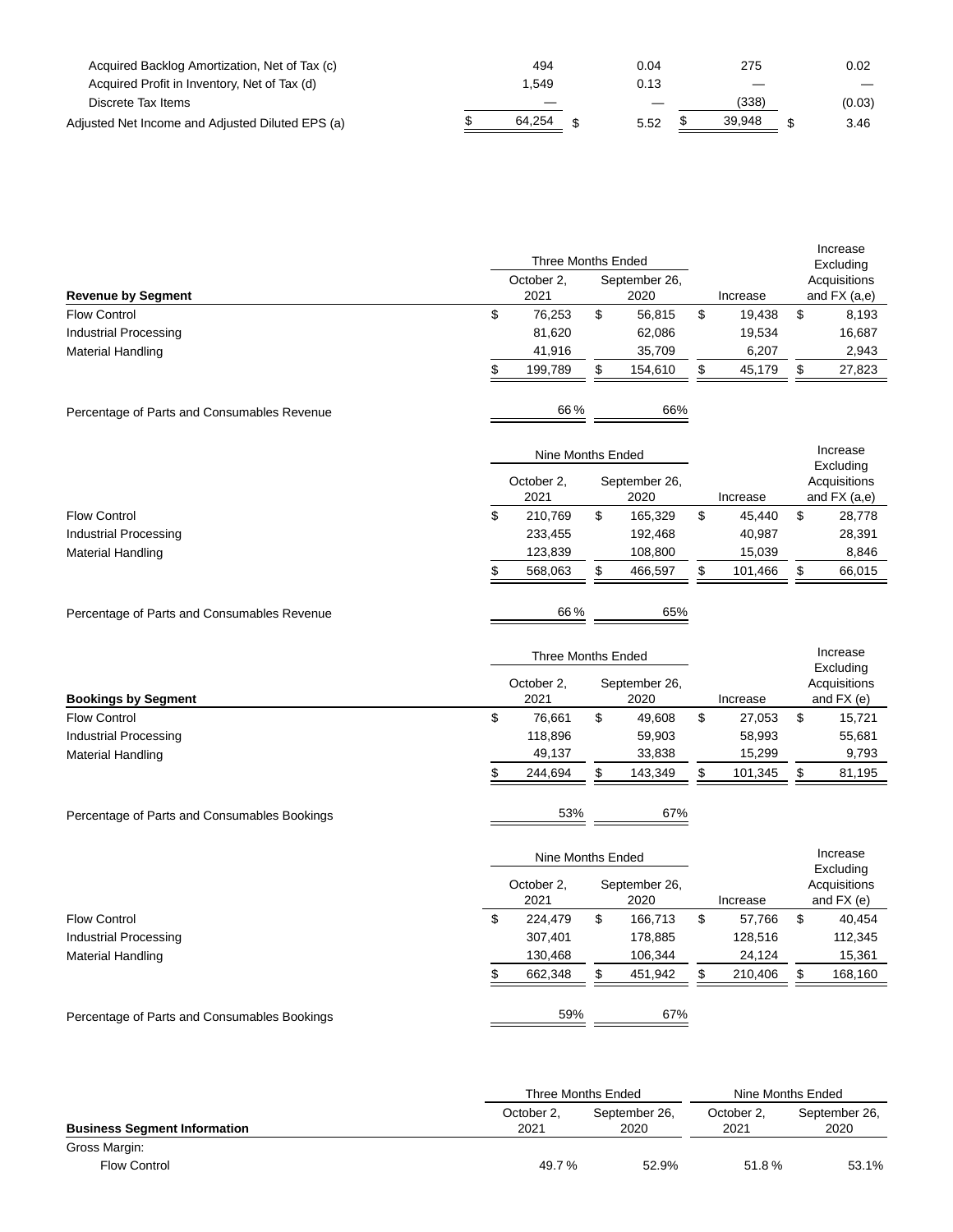| | | | | |
|---|---|---|---|---|
| Acquired Backlog Amortization, Net of Tax (c) | 494 | 0.04 | 275 | 0.02 |
| Acquired Profit in Inventory, Net of Tax (d) | 1,549 | 0.13 | — | — |
| Discrete Tax Items | — | — | (338) | (0.03) |
| Adjusted Net Income and Adjusted Diluted EPS (a) | $ 64,254 | $ 5.52 | $ 39,948 | $ 3.46 |

| Revenue by Segment | Three Months Ended | | Increase | Increase Excluding Acquisitions and FX (a,e) |
|---|---|---|---|---|
| | October 2, 2021 | September 26, 2020 | | |
| Flow Control | $ 76,253 | $ 56,815 | $ 19,438 | $ 8,193 |
| Industrial Processing | 81,620 | 62,086 | 19,534 | 16,687 |
| Material Handling | 41,916 | 35,709 | 6,207 | 2,943 |
| | $ 199,789 | $ 154,610 | $ 45,179 | $ 27,823 |
| Percentage of Parts and Consumables Revenue | 66 % | 66% | | |

| | Nine Months Ended | | Increase | Increase Excluding Acquisitions and FX (a,e) |
|---|---|---|---|---|
| | October 2, 2021 | September 26, 2020 | | |
| Flow Control | $ 210,769 | $ 165,329 | $ 45,440 | $ 28,778 |
| Industrial Processing | 233,455 | 192,468 | 40,987 | 28,391 |
| Material Handling | 123,839 | 108,800 | 15,039 | 8,846 |
| | $ 568,063 | $ 466,597 | $ 101,466 | $ 66,015 |
| Percentage of Parts and Consumables Revenue | 66 % | 65% | | |

| Bookings by Segment | Three Months Ended | | Increase | Increase Excluding Acquisitions and FX (e) |
|---|---|---|---|---|
| | October 2, 2021 | September 26, 2020 | | |
| Flow Control | $ 76,661 | $ 49,608 | $ 27,053 | $ 15,721 |
| Industrial Processing | 118,896 | 59,903 | 58,993 | 55,681 |
| Material Handling | 49,137 | 33,838 | 15,299 | 9,793 |
| | $ 244,694 | $ 143,349 | $ 101,345 | $ 81,195 |
| Percentage of Parts and Consumables Bookings | 53% | 67% | | |

| | Nine Months Ended | | Increase | Increase Excluding Acquisitions and FX (e) |
|---|---|---|---|---|
| | October 2, 2021 | September 26, 2020 | | |
| Flow Control | $ 224,479 | $ 166,713 | $ 57,766 | $ 40,454 |
| Industrial Processing | 307,401 | 178,885 | 128,516 | 112,345 |
| Material Handling | 130,468 | 106,344 | 24,124 | 15,361 |
| | $ 662,348 | $ 451,942 | $ 210,406 | $ 168,160 |
| Percentage of Parts and Consumables Bookings | 59% | 67% | | |

| Business Segment Information | Three Months Ended | | Nine Months Ended | |
|---|---|---|---|---|
| | October 2, 2021 | September 26, 2020 | October 2, 2021 | September 26, 2020 |
| Gross Margin: | | | | |
| Flow Control | 49.7 % | 52.9% | 51.8 % | 53.1% |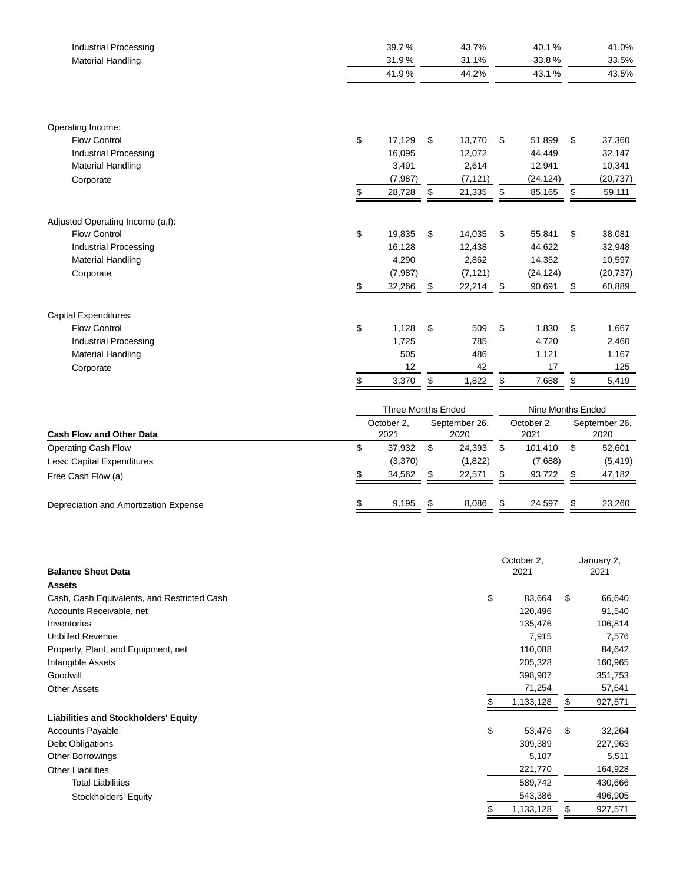| | | | | |
|---|---|---|---|---|
| Industrial Processing | 39.7 % | 43.7% | 40.1 % | 41.0% |
| Material Handling | 31.9 % | 31.1% | 33.8 % | 33.5% |
| | 41.9 % | 44.2% | 43.1 % | 43.5% |
| | | | | |
| Operating Income: | | | | |
| Flow Control | $ 17,129 | $ 13,770 | $ 51,899 | $ 37,360 |
| Industrial Processing | 16,095 | 12,072 | 44,449 | 32,147 |
| Material Handling | 3,491 | 2,614 | 12,941 | 10,341 |
| Corporate | (7,987) | (7,121) | (24,124) | (20,737) |
| | $ 28,728 | $ 21,335 | $ 85,165 | $ 59,111 |
| | | | | |
| Adjusted Operating Income (a,f): | | | | |
| Flow Control | $ 19,835 | $ 14,035 | $ 55,841 | $ 38,081 |
| Industrial Processing | 16,128 | 12,438 | 44,622 | 32,948 |
| Material Handling | 4,290 | 2,862 | 14,352 | 10,597 |
| Corporate | (7,987) | (7,121) | (24,124) | (20,737) |
| | $ 32,266 | $ 22,214 | $ 90,691 | $ 60,889 |
| | | | | |
| Capital Expenditures: | | | | |
| Flow Control | $ 1,128 | $ 509 | $ 1,830 | $ 1,667 |
| Industrial Processing | 1,725 | 785 | 4,720 | 2,460 |
| Material Handling | 505 | 486 | 1,121 | 1,167 |
| Corporate | 12 | 42 | 17 | 125 |
| | $ 3,370 | $ 1,822 | $ 7,688 | $ 5,419 |

| | Three Months Ended | | Nine Months Ended | |
|---|---|---|---|---|
| **Cash Flow and Other Data** | October 2, 2021 | September 26, 2020 | October 2, 2021 | September 26, 2020 |
| Operating Cash Flow | $ 37,932 | $ 24,393 | $ 101,410 | $ 52,601 |
| Less: Capital Expenditures | (3,370) | (1,822) | (7,688) | (5,419) |
| Free Cash Flow (a) | $ 34,562 | $ 22,571 | $ 93,722 | $ 47,182 |
| | | | | |
| Depreciation and Amortization Expense | $ 9,195 | $ 8,086 | $ 24,597 | $ 23,260 |

| **Balance Sheet Data** | October 2, 2021 | January 2, 2021 |
|---|---|---|
| **Assets** | | |
| Cash, Cash Equivalents, and Restricted Cash | $ 83,664 | $ 66,640 |
| Accounts Receivable, net | 120,496 | 91,540 |
| Inventories | 135,476 | 106,814 |
| Unbilled Revenue | 7,915 | 7,576 |
| Property, Plant, and Equipment, net | 110,088 | 84,642 |
| Intangible Assets | 205,328 | 160,965 |
| Goodwill | 398,907 | 351,753 |
| Other Assets | 71,254 | 57,641 |
| | $ 1,133,128 | $ 927,571 |
| **Liabilities and Stockholders' Equity** | | |
| Accounts Payable | $ 53,476 | $ 32,264 |
| Debt Obligations | 309,389 | 227,963 |
| Other Borrowings | 5,107 | 5,511 |
| Other Liabilities | 221,770 | 164,928 |
| Total Liabilities | 589,742 | 430,666 |
| Stockholders' Equity | 543,386 | 496,905 |
| | $ 1,133,128 | $ 927,571 |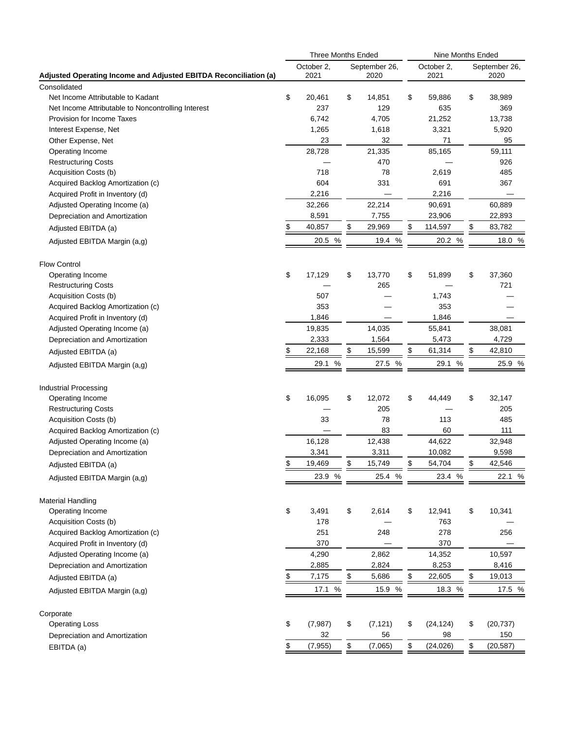| Adjusted Operating Income and Adjusted EBITDA Reconciliation (a) | Three Months Ended October 2, 2021 | Three Months Ended September 26, 2020 | Nine Months Ended October 2, 2021 | Nine Months Ended September 26, 2020 |
|---|---|---|---|---|
| **Consolidated** | | | | |
| Net Income Attributable to Kadant | $ 20,461 | $ 14,851 | $ 59,886 | $ 38,989 |
| Net Income Attributable to Noncontrolling Interest | 237 | 129 | 635 | 369 |
| Provision for Income Taxes | 6,742 | 4,705 | 21,252 | 13,738 |
| Interest Expense, Net | 1,265 | 1,618 | 3,321 | 5,920 |
| Other Expense, Net | 23 | 32 | 71 | 95 |
| Operating Income | 28,728 | 21,335 | 85,165 | 59,111 |
| Restructuring Costs | — | 470 | — | 926 |
| Acquisition Costs (b) | 718 | 78 | 2,619 | 485 |
| Acquired Backlog Amortization (c) | 604 | 331 | 691 | 367 |
| Acquired Profit in Inventory (d) | 2,216 | — | 2,216 | — |
| Adjusted Operating Income (a) | 32,266 | 22,214 | 90,691 | 60,889 |
| Depreciation and Amortization | 8,591 | 7,755 | 23,906 | 22,893 |
| Adjusted EBITDA (a) | $ 40,857 | $ 29,969 | $ 114,597 | $ 83,782 |
| Adjusted EBITDA Margin (a,g) | 20.5 % | 19.4 % | 20.2 % | 18.0 % |
| **Flow Control** | | | | |
| Operating Income | $ 17,129 | $ 13,770 | $ 51,899 | $ 37,360 |
| Restructuring Costs | — | 265 | — | 721 |
| Acquisition Costs (b) | 507 | — | 1,743 | — |
| Acquired Backlog Amortization (c) | 353 | — | 353 | — |
| Acquired Profit in Inventory (d) | 1,846 | — | 1,846 | — |
| Adjusted Operating Income (a) | 19,835 | 14,035 | 55,841 | 38,081 |
| Depreciation and Amortization | 2,333 | 1,564 | 5,473 | 4,729 |
| Adjusted EBITDA (a) | $ 22,168 | $ 15,599 | $ 61,314 | $ 42,810 |
| Adjusted EBITDA Margin (a,g) | 29.1 % | 27.5 % | 29.1 % | 25.9 % |
| **Industrial Processing** | | | | |
| Operating Income | $ 16,095 | $ 12,072 | $ 44,449 | $ 32,147 |
| Restructuring Costs | — | 205 | — | 205 |
| Acquisition Costs (b) | 33 | 78 | 113 | 485 |
| Acquired Backlog Amortization (c) | — | 83 | 60 | 111 |
| Adjusted Operating Income (a) | 16,128 | 12,438 | 44,622 | 32,948 |
| Depreciation and Amortization | 3,341 | 3,311 | 10,082 | 9,598 |
| Adjusted EBITDA (a) | $ 19,469 | $ 15,749 | $ 54,704 | $ 42,546 |
| Adjusted EBITDA Margin (a,g) | 23.9 % | 25.4 % | 23.4 % | 22.1 % |
| **Material Handling** | | | | |
| Operating Income | $ 3,491 | $ 2,614 | $ 12,941 | $ 10,341 |
| Acquisition Costs (b) | 178 | — | 763 | — |
| Acquired Backlog Amortization (c) | 251 | 248 | 278 | 256 |
| Acquired Profit in Inventory (d) | 370 | — | 370 | — |
| Adjusted Operating Income (a) | 4,290 | 2,862 | 14,352 | 10,597 |
| Depreciation and Amortization | 2,885 | 2,824 | 8,253 | 8,416 |
| Adjusted EBITDA (a) | $ 7,175 | $ 5,686 | $ 22,605 | $ 19,013 |
| Adjusted EBITDA Margin (a,g) | 17.1 % | 15.9 % | 18.3 % | 17.5 % |
| **Corporate** | | | | |
| Operating Loss | $ (7,987) | $ (7,121) | $ (24,124) | $ (20,737) |
| Depreciation and Amortization | 32 | 56 | 98 | 150 |
| EBITDA (a) | $ (7,955) | $ (7,065) | $ (24,026) | $ (20,587) |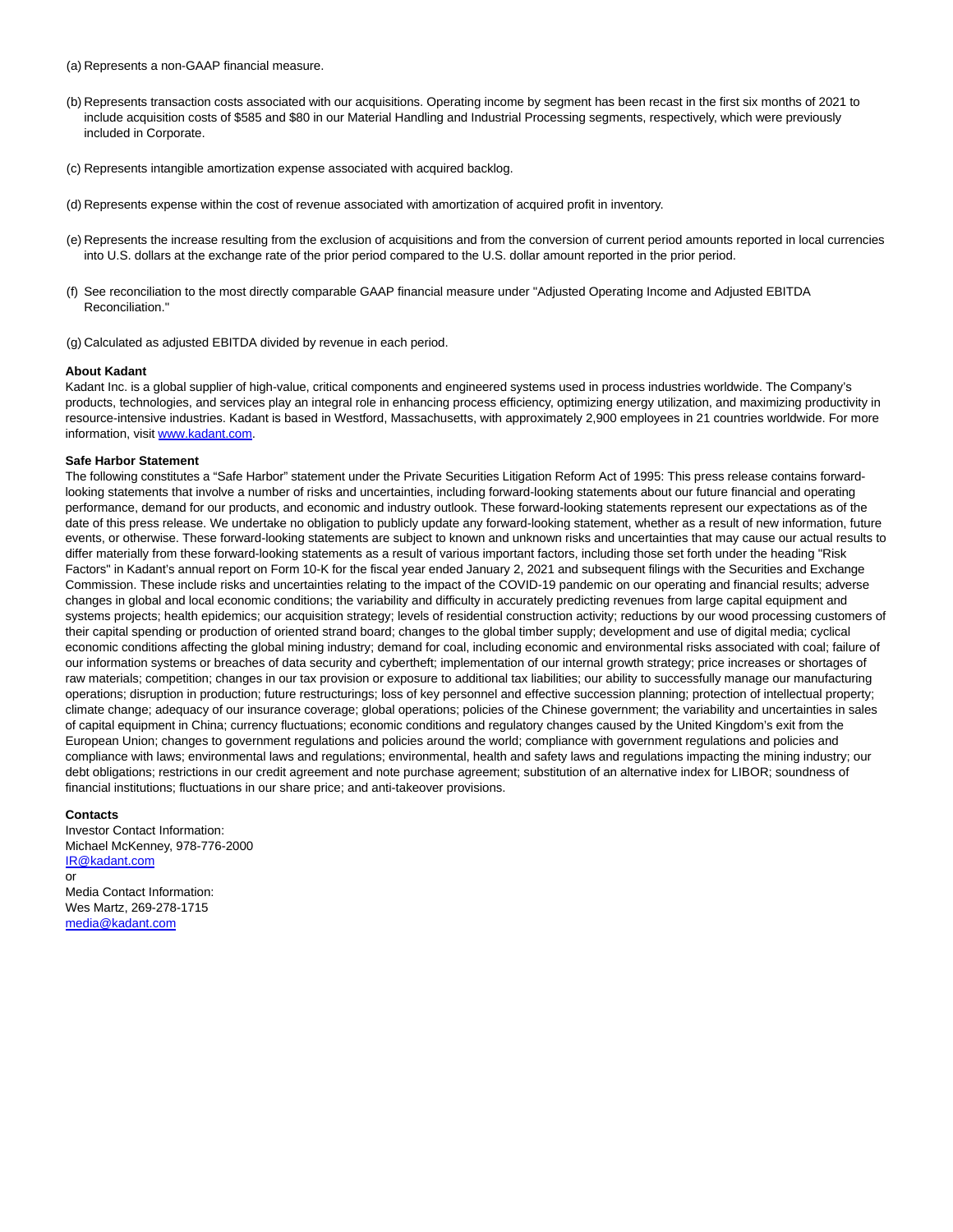(a) Represents a non-GAAP financial measure.

(b) Represents transaction costs associated with our acquisitions. Operating income by segment has been recast in the first six months of 2021 to include acquisition costs of $585 and $80 in our Material Handling and Industrial Processing segments, respectively, which were previously included in Corporate.

(c) Represents intangible amortization expense associated with acquired backlog.

(d) Represents expense within the cost of revenue associated with amortization of acquired profit in inventory.

(e) Represents the increase resulting from the exclusion of acquisitions and from the conversion of current period amounts reported in local currencies into U.S. dollars at the exchange rate of the prior period compared to the U.S. dollar amount reported in the prior period.

(f) See reconciliation to the most directly comparable GAAP financial measure under "Adjusted Operating Income and Adjusted EBITDA Reconciliation."

(g) Calculated as adjusted EBITDA divided by revenue in each period.

**About Kadant**

Kadant Inc. is a global supplier of high-value, critical components and engineered systems used in process industries worldwide. The Company's products, technologies, and services play an integral role in enhancing process efficiency, optimizing energy utilization, and maximizing productivity in resource-intensive industries. Kadant is based in Westford, Massachusetts, with approximately 2,900 employees in 21 countries worldwide. For more information, visit www.kadant.com.

**Safe Harbor Statement**

The following constitutes a "Safe Harbor" statement under the Private Securities Litigation Reform Act of 1995: This press release contains forward-looking statements that involve a number of risks and uncertainties, including forward-looking statements about our future financial and operating performance, demand for our products, and economic and industry outlook. These forward-looking statements represent our expectations as of the date of this press release. We undertake no obligation to publicly update any forward-looking statement, whether as a result of new information, future events, or otherwise. These forward-looking statements are subject to known and unknown risks and uncertainties that may cause our actual results to differ materially from these forward-looking statements as a result of various important factors, including those set forth under the heading "Risk Factors" in Kadant's annual report on Form 10-K for the fiscal year ended January 2, 2021 and subsequent filings with the Securities and Exchange Commission. These include risks and uncertainties relating to the impact of the COVID-19 pandemic on our operating and financial results; adverse changes in global and local economic conditions; the variability and difficulty in accurately predicting revenues from large capital equipment and systems projects; health epidemics; our acquisition strategy; levels of residential construction activity; reductions by our wood processing customers of their capital spending or production of oriented strand board; changes to the global timber supply; development and use of digital media; cyclical economic conditions affecting the global mining industry; demand for coal, including economic and environmental risks associated with coal; failure of our information systems or breaches of data security and cybertheft; implementation of our internal growth strategy; price increases or shortages of raw materials; competition; changes in our tax provision or exposure to additional tax liabilities; our ability to successfully manage our manufacturing operations; disruption in production; future restructurings; loss of key personnel and effective succession planning; protection of intellectual property; climate change; adequacy of our insurance coverage; global operations; policies of the Chinese government; the variability and uncertainties in sales of capital equipment in China; currency fluctuations; economic conditions and regulatory changes caused by the United Kingdom's exit from the European Union; changes to government regulations and policies around the world; compliance with government regulations and policies and compliance with laws; environmental laws and regulations; environmental, health and safety laws and regulations impacting the mining industry; our debt obligations; restrictions in our credit agreement and note purchase agreement; substitution of an alternative index for LIBOR; soundness of financial institutions; fluctuations in our share price; and anti-takeover provisions.

**Contacts**

Investor Contact Information:
Michael McKenney, 978-776-2000
IR@kadant.com
or
Media Contact Information:
Wes Martz, 269-278-1715
media@kadant.com